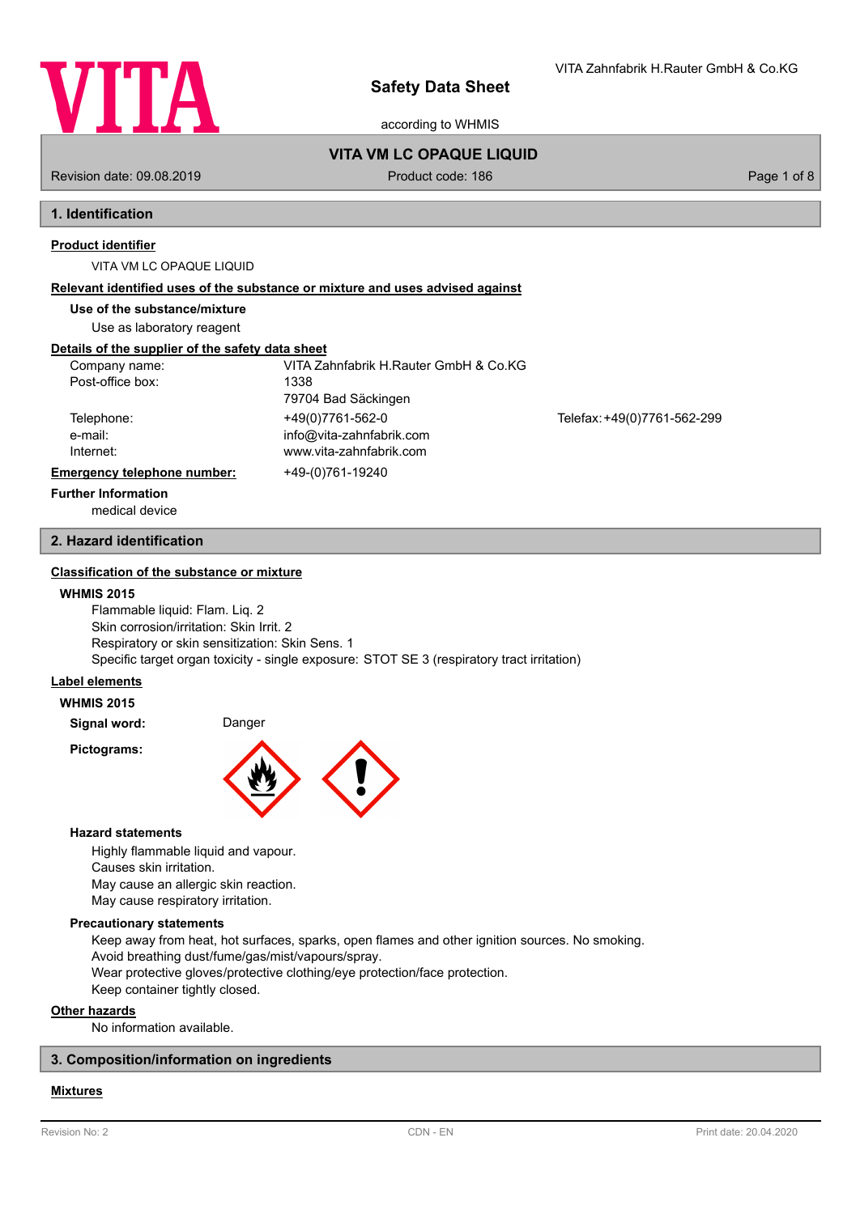# Safety Data Sheet

according to WHMIS

VITA Zahnfabrik H.Rauter GmbH & Co.KG

**VITA VM LC OPAQUE LIQUID**

Revision date: 09.08.2019 | Product code: 186

## 1. Identification

**Product identifier**

VITA VM LC OPAQUE LIQUID

**Relevant identified uses of the substance or mixture and uses advised against**

**Use of the substance/mixture**

Use as laboratory reagent

**Details of the supplier of the safety data sheet**

| | | |
|---|---|---|
| Company name: | VITA Zahnfabrik H.Rauter GmbH & Co.KG | |
| Post-office box: | 1338 | |
| | 79704 Bad Säckingen | |
| Telephone: | +49(0)7761-562-0 | Telefax: +49(0)7761-562-299 |
| e-mail: | info@vita-zahnfabrik.com | |
| Internet: | www.vita-zahnfabrik.com | |

**Emergency telephone number:** +49-(0)761-19240

**Further Information**

medical device

## 2. Hazard identification

**Classification of the substance or mixture**

**WHMIS 2015**

Flammable liquid: Flam. Liq. 2
Skin corrosion/irritation: Skin Irrit. 2
Respiratory or skin sensitization: Skin Sens. 1
Specific target organ toxicity - single exposure: STOT SE 3 (respiratory tract irritation)

**Label elements**

**WHMIS 2015**

**Signal word:** Danger

**Pictograms:**

**Hazard statements**

Highly flammable liquid and vapour.
Causes skin irritation.
May cause an allergic skin reaction.
May cause respiratory irritation.

**Precautionary statements**

Keep away from heat, hot surfaces, sparks, open flames and other ignition sources. No smoking.
Avoid breathing dust/fume/gas/mist/vapours/spray.
Wear protective gloves/protective clothing/eye protection/face protection.
Keep container tightly closed.

**Other hazards**

No information available.

## 3. Composition/information on ingredients

**Mixtures**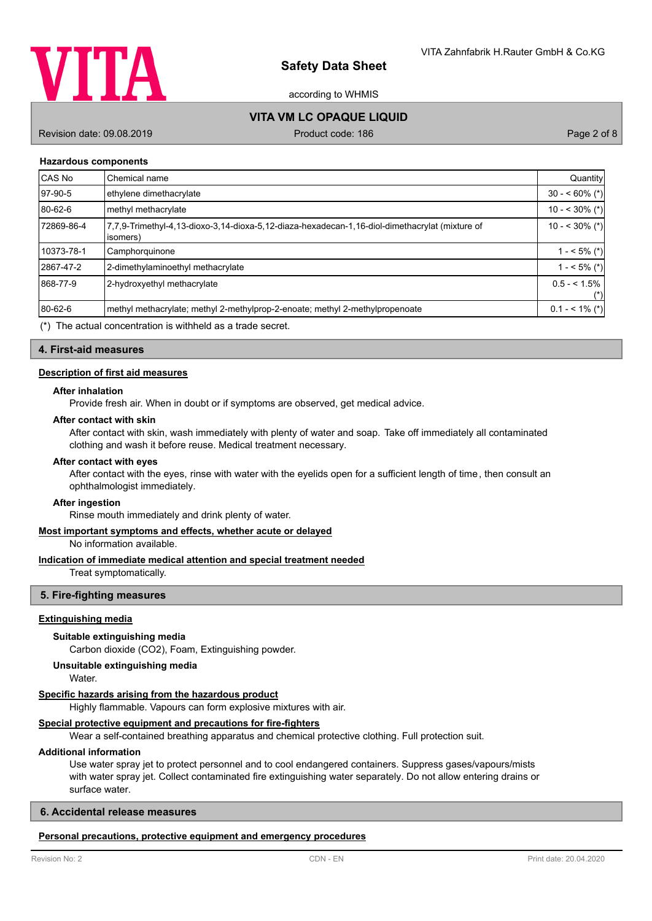### Hazardous components

| CAS No | Chemical name | Quantity |
|---|---|---|
| 97-90-5 | ethylene dimethacrylate | 30 - < 60% (*) |
| 80-62-6 | methyl methacrylate | 10 - < 30% (*) |
| 72869-86-4 | 7,7,9-Trimethyl-4,13-dioxo-3,14-dioxa-5,12-diaza-hexadecan-1,16-diol-dimethacrylat (mixture of isomers) | 10 - < 30% (*) |
| 10373-78-1 | Camphorquinone | 1 - < 5% (*) |
| 2867-47-2 | 2-dimethylaminoethyl methacrylate | 1 - < 5% (*) |
| 868-77-9 | 2-hydroxyethyl methacrylate | 0.5 - < 1.5% (*) |
| 80-62-6 | methyl methacrylate; methyl 2-methylprop-2-enoate; methyl 2-methylpropenoate | 0.1 - < 1% (*) |

(*) The actual concentration is withheld as a trade secret.

## 4. First-aid measures

### Description of first aid measures

**After inhalation**

Provide fresh air. When in doubt or if symptoms are observed, get medical advice.

**After contact with skin**

After contact with skin, wash immediately with plenty of water and soap. Take off immediately all contaminated clothing and wash it before reuse. Medical treatment necessary.

**After contact with eyes**

After contact with the eyes, rinse with water with the eyelids open for a sufficient length of time, then consult an ophthalmologist immediately.

**After ingestion**

Rinse mouth immediately and drink plenty of water.

### Most important symptoms and effects, whether acute or delayed

No information available.

### Indication of immediate medical attention and special treatment needed

Treat symptomatically.

## 5. Fire-fighting measures

### Extinguishing media

**Suitable extinguishing media**

Carbon dioxide ($CO_2$), Foam, Extinguishing powder.

**Unsuitable extinguishing media**

Water.

### Specific hazards arising from the hazardous product

Highly flammable. Vapours can form explosive mixtures with air.

### Special protective equipment and precautions for fire-fighters

Wear a self-contained breathing apparatus and chemical protective clothing. Full protection suit.

### Additional information

Use water spray jet to protect personnel and to cool endangered containers. Suppress gases/vapours/mists with water spray jet. Collect contaminated fire extinguishing water separately. Do not allow entering drains or surface water.

## 6. Accidental release measures

### Personal precautions, protective equipment and emergency procedures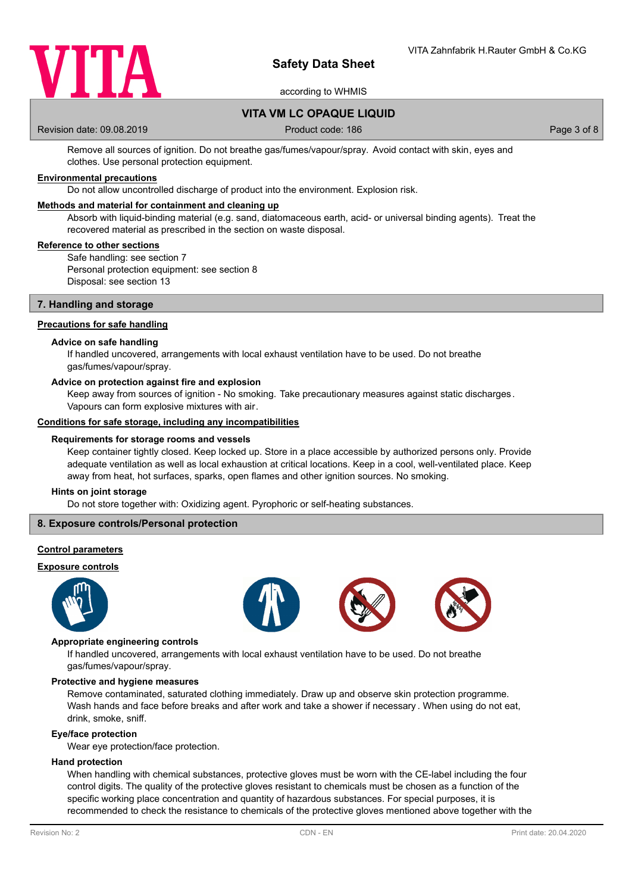Remove all sources of ignition. Do not breathe gas/fumes/vapour/spray. Avoid contact with skin, eyes and clothes. Use personal protection equipment.

**Environmental precautions**

Do not allow uncontrolled discharge of product into the environment. Explosion risk.

**Methods and material for containment and cleaning up**

Absorb with liquid-binding material (e.g. sand, diatomaceous earth, acid- or universal binding agents). Treat the recovered material as prescribed in the section on waste disposal.

**Reference to other sections**

Safe handling: see section 7
Personal protection equipment: see section 8
Disposal: see section 13

## 7. Handling and storage

**Precautions for safe handling**

### Advice on safe handling

If handled uncovered, arrangements with local exhaust ventilation have to be used. Do not breathe gas/fumes/vapour/spray.

### Advice on protection against fire and explosion

Keep away from sources of ignition - No smoking. Take precautionary measures against static discharges. Vapours can form explosive mixtures with air.

**Conditions for safe storage, including any incompatibilities**

### Requirements for storage rooms and vessels

Keep container tightly closed. Keep locked up. Store in a place accessible by authorized persons only. Provide adequate ventilation as well as local exhaustion at critical locations. Keep in a cool, well-ventilated place. Keep away from heat, hot surfaces, sparks, open flames and other ignition sources. No smoking.

### Hints on joint storage

Do not store together with: Oxidizing agent. Pyrophoric or self-heating substances.

## 8. Exposure controls/Personal protection

**Control parameters**

**Exposure controls**

### Appropriate engineering controls

If handled uncovered, arrangements with local exhaust ventilation have to be used. Do not breathe gas/fumes/vapour/spray.

### Protective and hygiene measures

Remove contaminated, saturated clothing immediately. Draw up and observe skin protection programme. Wash hands and face before breaks and after work and take a shower if necessary. When using do not eat, drink, smoke, sniff.

### Eye/face protection

Wear eye protection/face protection.

### Hand protection

When handling with chemical substances, protective gloves must be worn with the CE-label including the four control digits. The quality of the protective gloves resistant to chemicals must be chosen as a function of the specific working place concentration and quantity of hazardous substances. For special purposes, it is recommended to check the resistance to chemicals of the protective gloves mentioned above together with the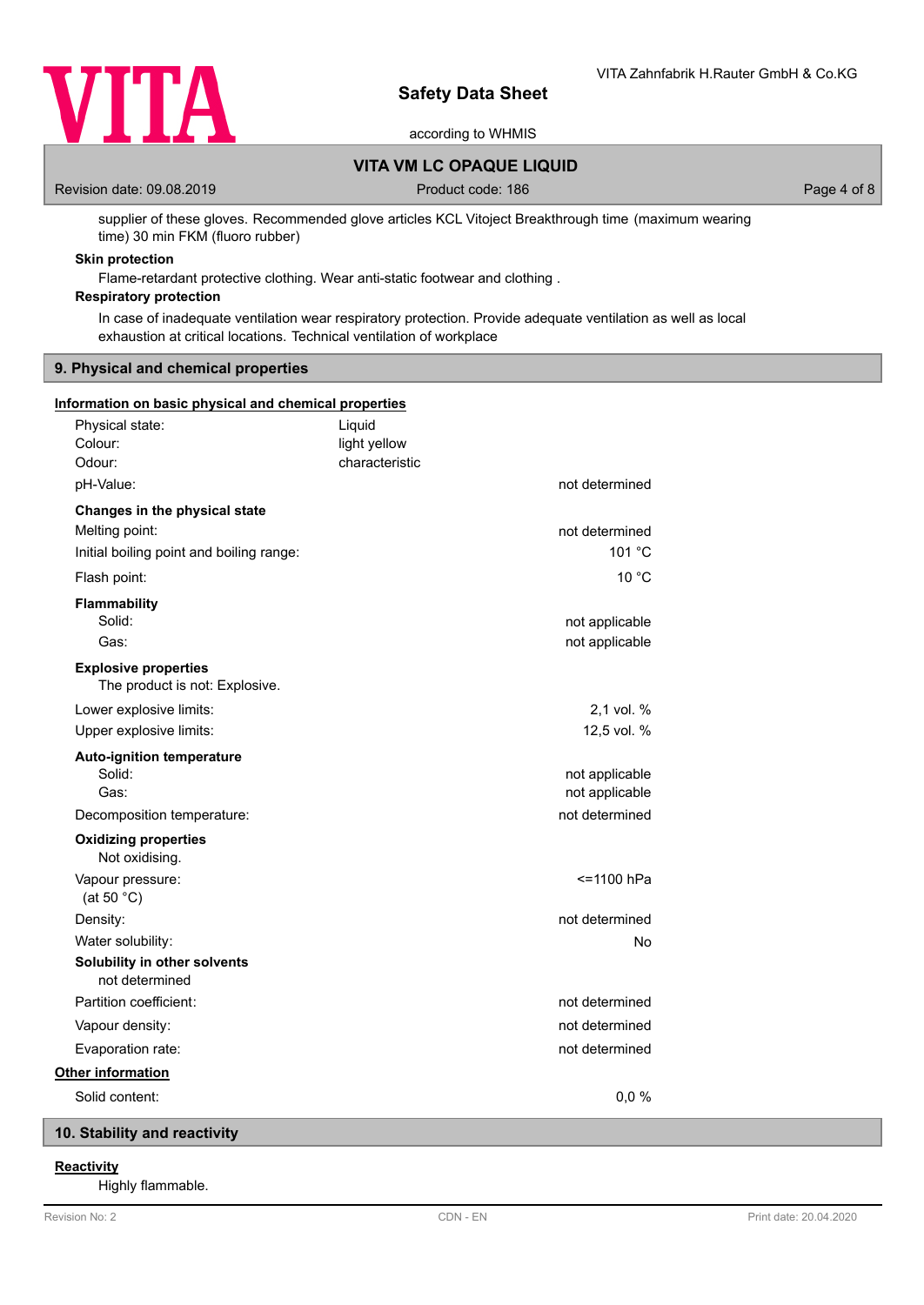supplier of these gloves. Recommended glove articles KCL Vitoject Breakthrough time (maximum wearing time) 30 min FKM (fluoro rubber)

**Skin protection**

Flame-retardant protective clothing. Wear anti-static footwear and clothing .

**Respiratory protection**

In case of inadequate ventilation wear respiratory protection. Provide adequate ventilation as well as local exhaustion at critical locations. Technical ventilation of workplace

## 9. Physical and chemical properties

**Information on basic physical and chemical properties**

| | | |
|---|---|---|
| Physical state: | Liquid | |
| Colour: | light yellow | |
| Odour: | characteristic | |
| pH-Value: | | not determined |

**Changes in the physical state**

| | |
|---|---|
| Melting point: | not determined |
| Initial boiling point and boiling range: | 101 °C |
| Flash point: | 10 °C |

**Flammability**

| | |
|---|---|
| Solid: | not applicable |
| Gas: | not applicable |

**Explosive properties**

The product is not: Explosive.

| | |
|---|---|
| Lower explosive limits: | 2,1 vol. % |
| Upper explosive limits: | 12,5 vol. % |

**Auto-ignition temperature**

| | |
|---|---|
| Solid: | not applicable |
| Gas: | not applicable |
| Decomposition temperature: | not determined |

**Oxidizing properties**

Not oxidising.

| | |
|---|---|
| Vapour pressure: (at 50 °C) | <=1100 hPa |
| Density: | not determined |
| Water solubility: | No |

**Solubility in other solvents**

not determined

| | |
|---|---|
| Partition coefficient: | not determined |
| Vapour density: | not determined |
| Evaporation rate: | not determined |

**Other information**

| | |
|---|---|
| Solid content: | 0,0 % |

## 10. Stability and reactivity

**Reactivity**

Highly flammable.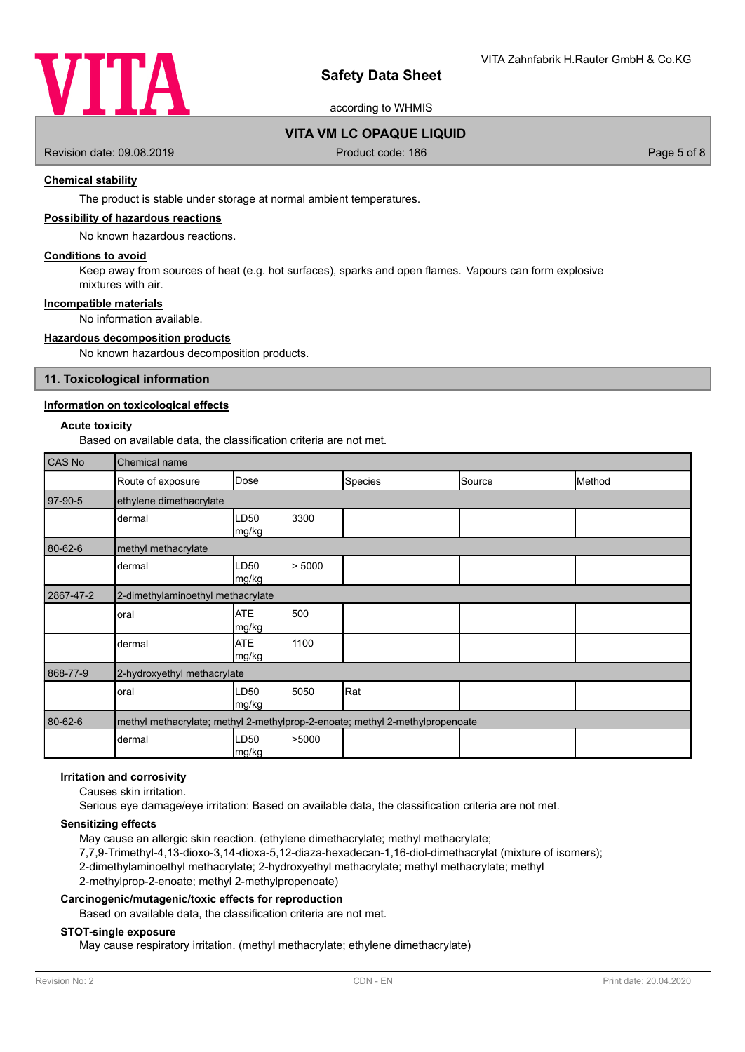**Chemical stability**

The product is stable under storage at normal ambient temperatures.

**Possibility of hazardous reactions**

No known hazardous reactions.

**Conditions to avoid**

Keep away from sources of heat (e.g. hot surfaces), sparks and open flames. Vapours can form explosive mixtures with air.

**Incompatible materials**

No information available.

**Hazardous decomposition products**

No known hazardous decomposition products.

## 11. Toxicological information

**Information on toxicological effects**

**Acute toxicity**

Based on available data, the classification criteria are not met.

| CAS No | Chemical name | | | | |
|---|---|---|---|---|---|
| | Route of exposure | Dose | Species | Source | Method |
| 97-90-5 | ethylene dimethacrylate | | | | |
| | dermal | LD50 3300 mg/kg | | | |
| 80-62-6 | methyl methacrylate | | | | |
| | dermal | LD50 > 5000 mg/kg | | | |
| 2867-47-2 | 2-dimethylaminoethyl methacrylate | | | | |
| | oral | ATE 500 mg/kg | | | |
| | dermal | ATE 1100 mg/kg | | | |
| 868-77-9 | 2-hydroxyethyl methacrylate | | | | |
| | oral | LD50 5050 mg/kg | Rat | | |
| 80-62-6 | methyl methacrylate; methyl 2-methylprop-2-enoate; methyl 2-methylpropenoate | | | | |
| | dermal | LD50 >5000 mg/kg | | | |

**Irritation and corrosivity**

Causes skin irritation.

Serious eye damage/eye irritation: Based on available data, the classification criteria are not met.

**Sensitizing effects**

May cause an allergic skin reaction. (ethylene dimethacrylate; methyl methacrylate; 7,7,9-Trimethyl-4,13-dioxo-3,14-dioxa-5,12-diaza-hexadecan-1,16-diol-dimethacrylat (mixture of isomers); 2-dimethylaminoethyl methacrylate; 2-hydroxyethyl methacrylate; methyl methacrylate; methyl 2-methylprop-2-enoate; methyl 2-methylpropenoate)

**Carcinogenic/mutagenic/toxic effects for reproduction**

Based on available data, the classification criteria are not met.

**STOT-single exposure**

May cause respiratory irritation. (methyl methacrylate; ethylene dimethacrylate)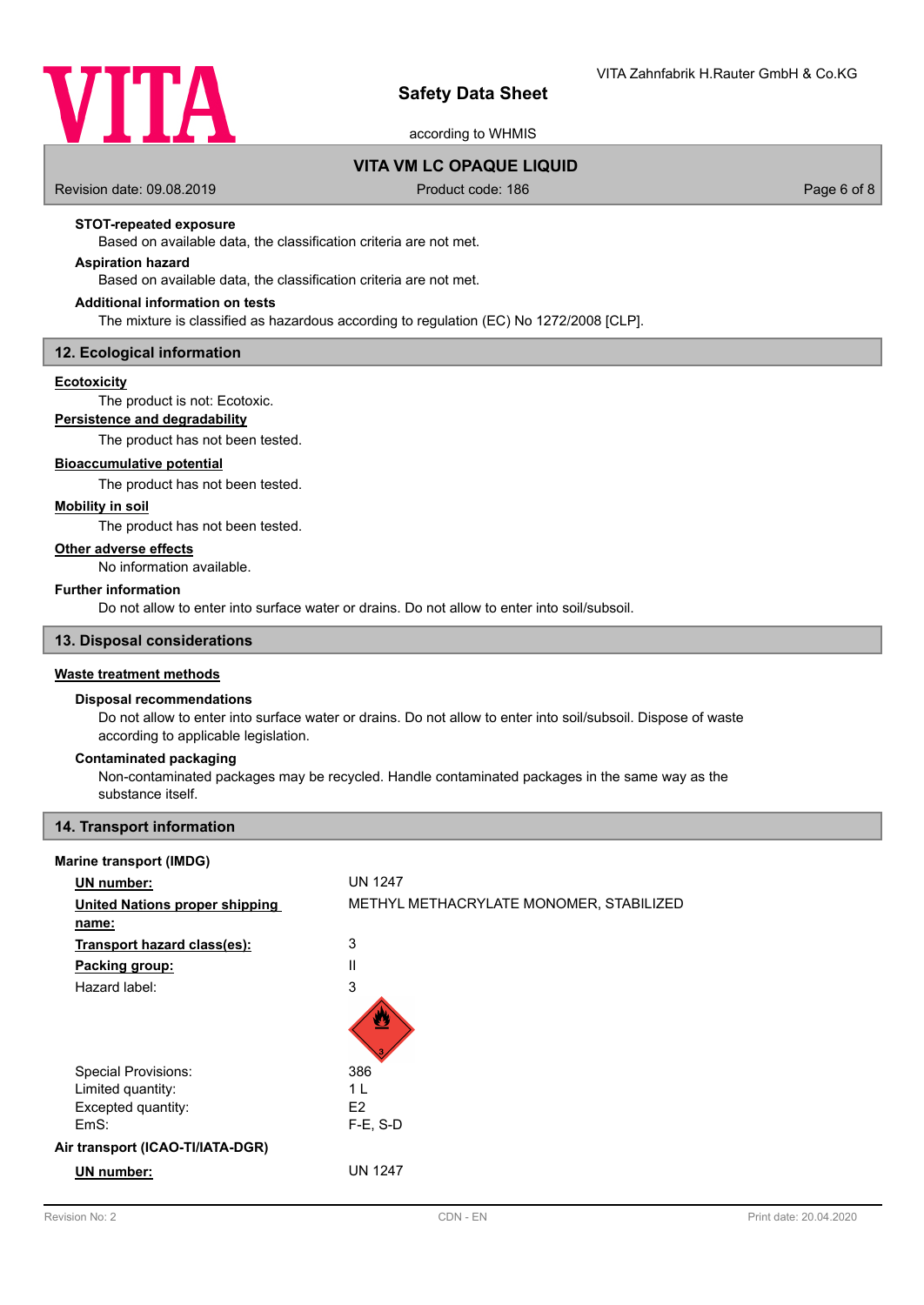**STOT-repeated exposure**

Based on available data, the classification criteria are not met.

**Aspiration hazard**

Based on available data, the classification criteria are not met.

**Additional information on tests**

The mixture is classified as hazardous according to regulation (EC) No 1272/2008 [CLP].

## 12. Ecological information

**Ecotoxicity**

The product is not: Ecotoxic.

**Persistence and degradability**

The product has not been tested.

**Bioaccumulative potential**

The product has not been tested.

**Mobility in soil**

The product has not been tested.

**Other adverse effects**

No information available.

**Further information**

Do not allow to enter into surface water or drains. Do not allow to enter into soil/subsoil.

## 13. Disposal considerations

**Waste treatment methods**

**Disposal recommendations**

Do not allow to enter into surface water or drains. Do not allow to enter into soil/subsoil. Dispose of waste according to applicable legislation.

**Contaminated packaging**

Non-contaminated packages may be recycled. Handle contaminated packages in the same way as the substance itself.

## 14. Transport information

**Marine transport (IMDG)**

| | |
|---|---|
| **UN number:** | UN 1247 |
| **United Nations proper shipping name:** | METHYL METHACRYLATE MONOMER, STABILIZED |
| **Transport hazard class(es):** | 3 |
| **Packing group:** | II |
| Hazard label: | 3 |
| Special Provisions: | 386 |
| Limited quantity: | 1 L |
| Excepted quantity: | E2 |
| EmS: | F-E, S-D |

**Air transport (ICAO-TI/IATA-DGR)**

| | |
|---|---|
| **UN number:** | UN 1247 |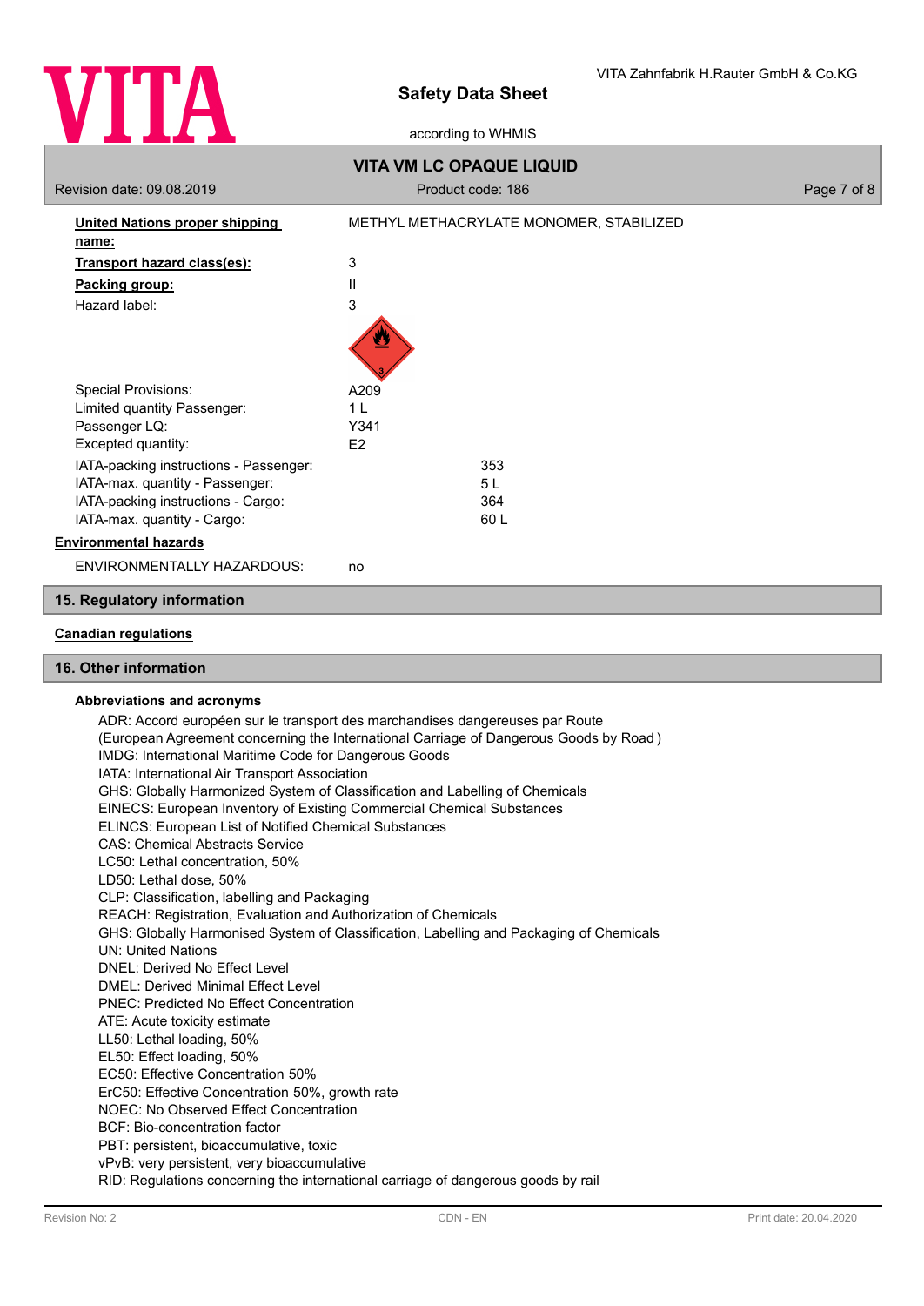**United Nations proper shipping name:** METHYL METHACRYLATE MONOMER, STABILIZED

**Transport hazard class(es):** 3

**Packing group:** II

Hazard label: 3

| | |
|---|---|
| Special Provisions: | A209 |
| Limited quantity Passenger: | 1 L |
| Passenger LQ: | Y341 |
| Excepted quantity: | E2 |

| | |
|---|---|
| IATA-packing instructions - Passenger: | 353 |
| IATA-max. quantity - Passenger: | 5 L |
| IATA-packing instructions - Cargo: | 364 |
| IATA-max. quantity - Cargo: | 60 L |

**Environmental hazards**

ENVIRONMENTALLY HAZARDOUS: no

## 15. Regulatory information

**Canadian regulations**

## 16. Other information

### Abbreviations and acronyms

ADR: Accord européen sur le transport des marchandises dangereuses par Route
(European Agreement concerning the International Carriage of Dangerous Goods by Road )
IMDG: International Maritime Code for Dangerous Goods
IATA: International Air Transport Association
GHS: Globally Harmonized System of Classification and Labelling of Chemicals
EINECS: European Inventory of Existing Commercial Chemical Substances
ELINCS: European List of Notified Chemical Substances
CAS: Chemical Abstracts Service
LC50: Lethal concentration, 50%
LD50: Lethal dose, 50%
CLP: Classification, labelling and Packaging
REACH: Registration, Evaluation and Authorization of Chemicals
GHS: Globally Harmonised System of Classification, Labelling and Packaging of Chemicals
UN: United Nations
DNEL: Derived No Effect Level
DMEL: Derived Minimal Effect Level
PNEC: Predicted No Effect Concentration
ATE: Acute toxicity estimate
LL50: Lethal loading, 50%
EL50: Effect loading, 50%
EC50: Effective Concentration 50%
ErC50: Effective Concentration 50%, growth rate
NOEC: No Observed Effect Concentration
BCF: Bio-concentration factor
PBT: persistent, bioaccumulative, toxic
vPvB: very persistent, very bioaccumulative
RID: Regulations concerning the international carriage of dangerous goods by rail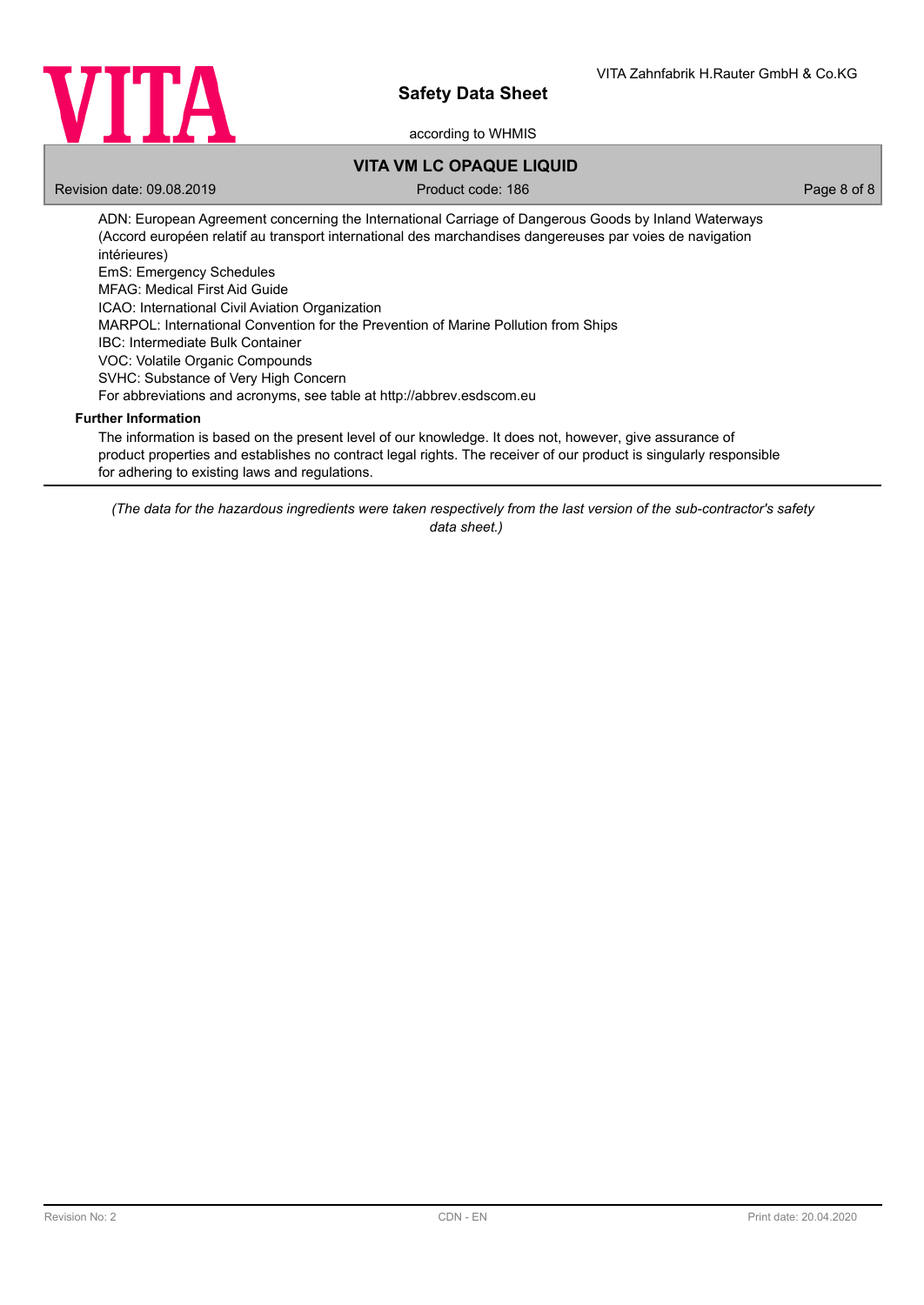ADN: European Agreement concerning the International Carriage of Dangerous Goods by Inland Waterways (Accord européen relatif au transport international des marchandises dangereuses par voies de navigation intérieures)
EmS: Emergency Schedules
MFAG: Medical First Aid Guide
ICAO: International Civil Aviation Organization
MARPOL: International Convention for the Prevention of Marine Pollution from Ships
IBC: Intermediate Bulk Container
VOC: Volatile Organic Compounds
SVHC: Substance of Very High Concern
For abbreviations and acronyms, see table at http://abbrev.esdscom.eu

**Further Information**

The information is based on the present level of our knowledge. It does not, however, give assurance of product properties and establishes no contract legal rights. The receiver of our product is singularly responsible for adhering to existing laws and regulations.

---

*(The data for the hazardous ingredients were taken respectively from the last version of the sub-contractor's safety data sheet.)*